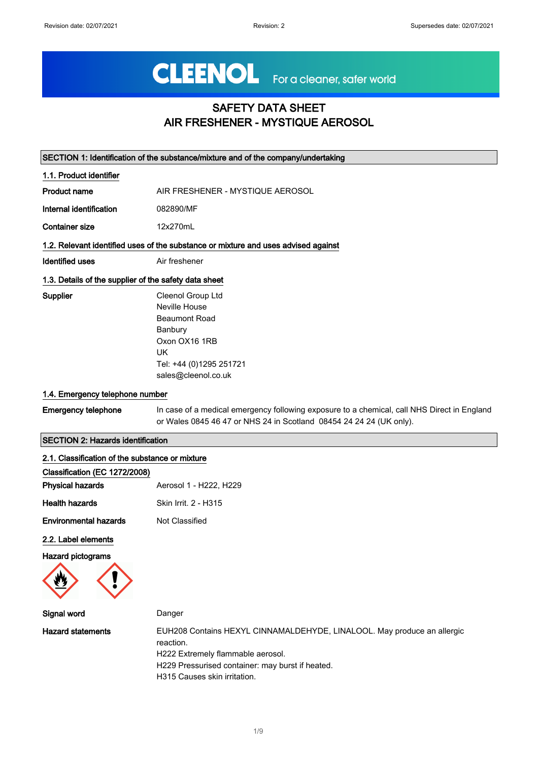# SAFETY DATA SHEET
# AIR FRESHENER - MYSTIQUE AEROSOL

## SECTION 1: Identification of the substance/mixture and of the company/undertaking

### 1.1. Product identifier

**Product name** AIR FRESHENER - MYSTIQUE AEROSOL

**Internal identification** 082890/MF

**Container size** 12x270mL

### 1.2. Relevant identified uses of the substance or mixture and uses advised against

**Identified uses** Air freshener

### 1.3. Details of the supplier of the safety data sheet

**Supplier**
Cleenol Group Ltd
Neville House
Beaumont Road
Banbury
Oxon OX16 1RB
UK
Tel: +44 (0)1295 251721
sales@cleenol.co.uk

### 1.4. Emergency telephone number

**Emergency telephone** In case of a medical emergency following exposure to a chemical, call NHS Direct in England or Wales 0845 46 47 or NHS 24 in Scotland 08454 24 24 24 (UK only).

## SECTION 2: Hazards identification

### 2.1. Classification of the substance or mixture

**Classification (EC 1272/2008)**

**Physical hazards** Aerosol 1 - H222, H229

**Health hazards** Skin Irrit. 2 - H315

**Environmental hazards** Not Classified

### 2.2. Label elements

**Hazard pictograms**

**Signal word** Danger

**Hazard statements**
EUH208 Contains HEXYL CINNAMALDEHYDE, LINALOOL. May produce an allergic reaction.
H222 Extremely flammable aerosol.
H229 Pressurised container: may burst if heated.
H315 Causes skin irritation.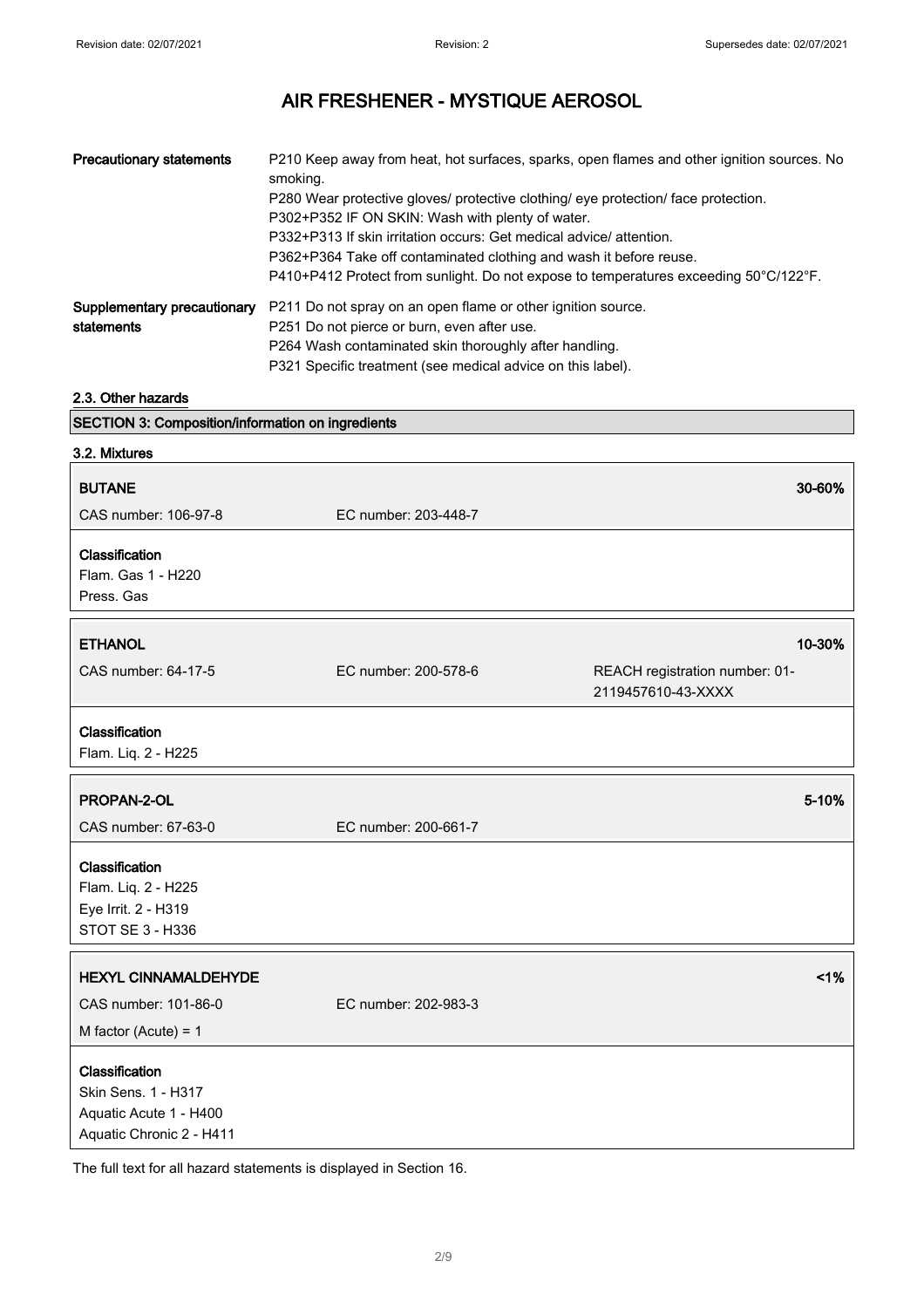| | |
|---|---|
| **Precautionary statements** | P210 Keep away from heat, hot surfaces, sparks, open flames and other ignition sources. No smoking.<br>P280 Wear protective gloves/ protective clothing/ eye protection/ face protection.<br>P302+P352 IF ON SKIN: Wash with plenty of water.<br>P332+P313 If skin irritation occurs: Get medical advice/ attention.<br>P362+P364 Take off contaminated clothing and wash it before reuse.<br>P410+P412 Protect from sunlight. Do not expose to temperatures exceeding 50°C/122°F. |
| **Supplementary precautionary statements** | P211 Do not spray on an open flame or other ignition source.<br>P251 Do not pierce or burn, even after use.<br>P264 Wash contaminated skin thoroughly after handling.<br>P321 Specific treatment (see medical advice on this label). |

### 2.3. Other hazards

## SECTION 3: Composition/information on ingredients

### 3.2. Mixtures

| **BUTANE** | | **30-60%** |
|---|---|---|
| CAS number: 106-97-8 | EC number: 203-448-7 | |

**Classification**
Flam. Gas 1 - H220
Press. Gas

| **ETHANOL** | | **10-30%** |
|---|---|---|
| CAS number: 64-17-5 | EC number: 200-578-6 | REACH registration number: 01-2119457610-43-XXXX |

**Classification**
Flam. Liq. 2 - H225

| **PROPAN-2-OL** | | **5-10%** |
|---|---|---|
| CAS number: 67-63-0 | EC number: 200-661-7 | |

**Classification**
Flam. Liq. 2 - H225
Eye Irrit. 2 - H319
STOT SE 3 - H336

| **HEXYL CINNAMALDEHYDE** | | **<1%** |
|---|---|---|
| CAS number: 101-86-0 | EC number: 202-983-3 | |
| M factor (Acute) = 1 | | |

**Classification**
Skin Sens. 1 - H317
Aquatic Acute 1 - H400
Aquatic Chronic 2 - H411

The full text for all hazard statements is displayed in Section 16.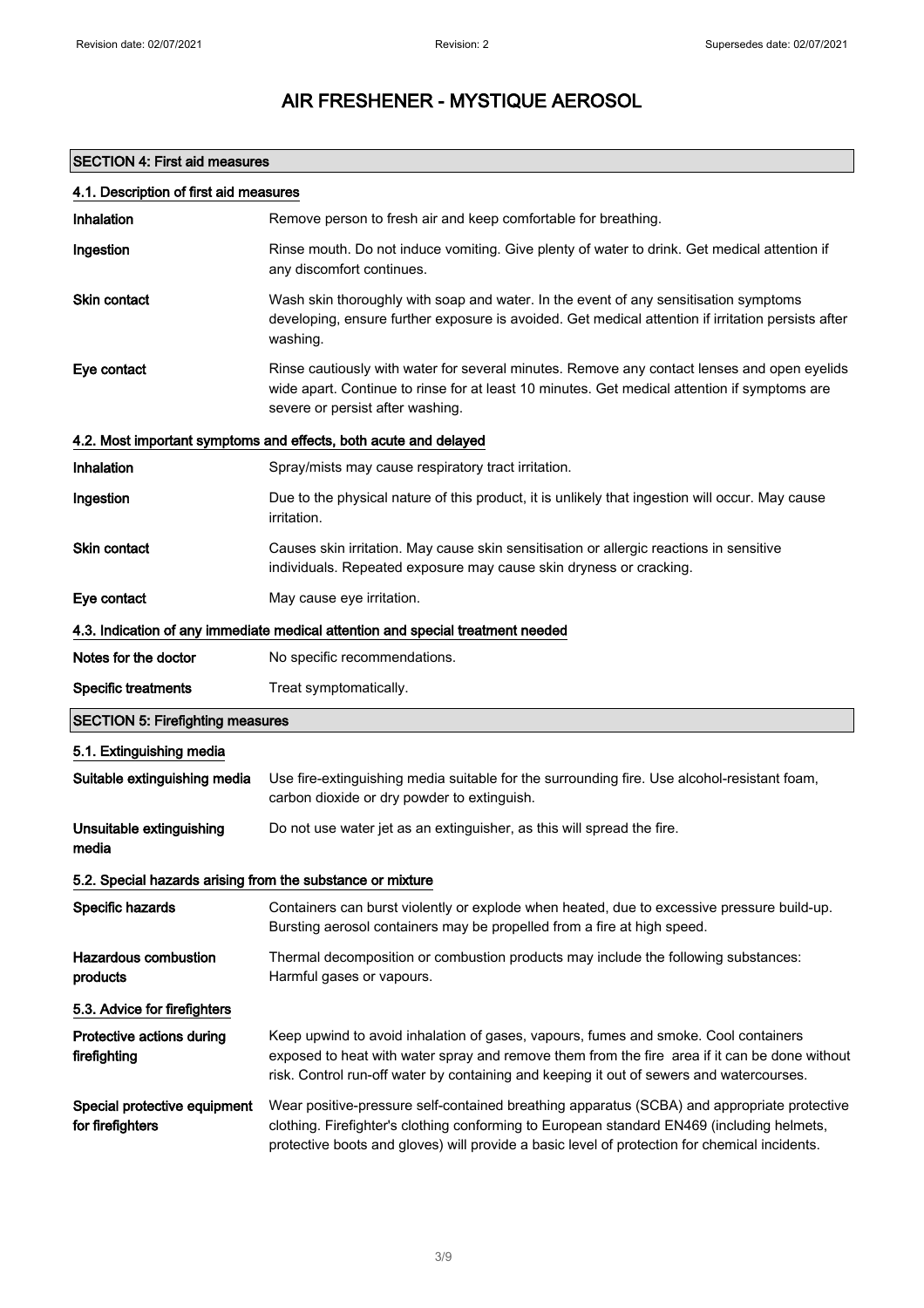# AIR FRESHENER - MYSTIQUE AEROSOL

## SECTION 4: First aid measures

### 4.1. Description of first aid measures

| | |
|---|---|
| **Inhalation** | Remove person to fresh air and keep comfortable for breathing. |
| **Ingestion** | Rinse mouth. Do not induce vomiting. Give plenty of water to drink. Get medical attention if any discomfort continues. |
| **Skin contact** | Wash skin thoroughly with soap and water. In the event of any sensitisation symptoms developing, ensure further exposure is avoided. Get medical attention if irritation persists after washing. |
| **Eye contact** | Rinse cautiously with water for several minutes. Remove any contact lenses and open eyelids wide apart. Continue to rinse for at least 10 minutes. Get medical attention if symptoms are severe or persist after washing. |

### 4.2. Most important symptoms and effects, both acute and delayed

| | |
|---|---|
| **Inhalation** | Spray/mists may cause respiratory tract irritation. |
| **Ingestion** | Due to the physical nature of this product, it is unlikely that ingestion will occur. May cause irritation. |
| **Skin contact** | Causes skin irritation. May cause skin sensitisation or allergic reactions in sensitive individuals. Repeated exposure may cause skin dryness or cracking. |
| **Eye contact** | May cause eye irritation. |

### 4.3. Indication of any immediate medical attention and special treatment needed

| | |
|---|---|
| **Notes for the doctor** | No specific recommendations. |
| **Specific treatments** | Treat symptomatically. |

## SECTION 5: Firefighting measures

### 5.1. Extinguishing media

| | |
|---|---|
| **Suitable extinguishing media** | Use fire-extinguishing media suitable for the surrounding fire. Use alcohol-resistant foam, carbon dioxide or dry powder to extinguish. |
| **Unsuitable extinguishing media** | Do not use water jet as an extinguisher, as this will spread the fire. |

### 5.2. Special hazards arising from the substance or mixture

| | |
|---|---|
| **Specific hazards** | Containers can burst violently or explode when heated, due to excessive pressure build-up. Bursting aerosol containers may be propelled from a fire at high speed. |
| **Hazardous combustion products** | Thermal decomposition or combustion products may include the following substances: Harmful gases or vapours. |

### 5.3. Advice for firefighters

| | |
|---|---|
| **Protective actions during firefighting** | Keep upwind to avoid inhalation of gases, vapours, fumes and smoke. Cool containers exposed to heat with water spray and remove them from the fire area if it can be done without risk. Control run-off water by containing and keeping it out of sewers and watercourses. |
| **Special protective equipment for firefighters** | Wear positive-pressure self-contained breathing apparatus (SCBA) and appropriate protective clothing. Firefighter's clothing conforming to European standard EN469 (including helmets, protective boots and gloves) will provide a basic level of protection for chemical incidents. |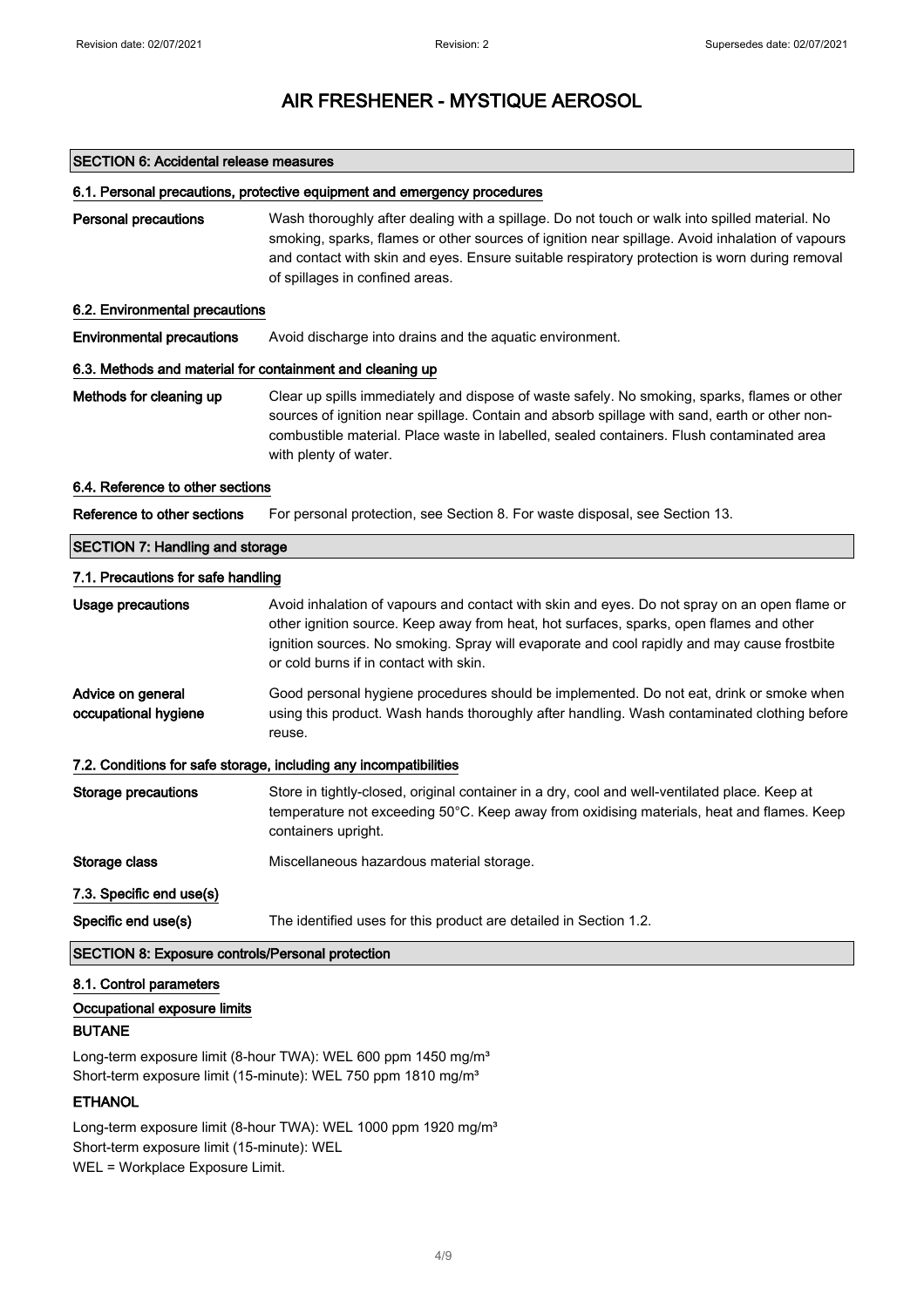# AIR FRESHENER - MYSTIQUE AEROSOL

## SECTION 6: Accidental release measures

### 6.1. Personal precautions, protective equipment and emergency procedures

**Personal precautions** Wash thoroughly after dealing with a spillage. Do not touch or walk into spilled material. No smoking, sparks, flames or other sources of ignition near spillage. Avoid inhalation of vapours and contact with skin and eyes. Ensure suitable respiratory protection is worn during removal of spillages in confined areas.

### 6.2. Environmental precautions

**Environmental precautions** Avoid discharge into drains and the aquatic environment.

### 6.3. Methods and material for containment and cleaning up

**Methods for cleaning up** Clear up spills immediately and dispose of waste safely. No smoking, sparks, flames or other sources of ignition near spillage. Contain and absorb spillage with sand, earth or other non-combustible material. Place waste in labelled, sealed containers. Flush contaminated area with plenty of water.

### 6.4. Reference to other sections

**Reference to other sections** For personal protection, see Section 8. For waste disposal, see Section 13.

## SECTION 7: Handling and storage

### 7.1. Precautions for safe handling

**Usage precautions** Avoid inhalation of vapours and contact with skin and eyes. Do not spray on an open flame or other ignition source. Keep away from heat, hot surfaces, sparks, open flames and other ignition sources. No smoking. Spray will evaporate and cool rapidly and may cause frostbite or cold burns if in contact with skin.

**Advice on general occupational hygiene** Good personal hygiene procedures should be implemented. Do not eat, drink or smoke when using this product. Wash hands thoroughly after handling. Wash contaminated clothing before reuse.

### 7.2. Conditions for safe storage, including any incompatibilities

**Storage precautions** Store in tightly-closed, original container in a dry, cool and well-ventilated place. Keep at temperature not exceeding 50°C. Keep away from oxidising materials, heat and flames. Keep containers upright.

**Storage class** Miscellaneous hazardous material storage.

### 7.3. Specific end use(s)

**Specific end use(s)** The identified uses for this product are detailed in Section 1.2.

## SECTION 8: Exposure controls/Personal protection

### 8.1. Control parameters

**Occupational exposure limits**

**BUTANE**

Long-term exposure limit (8-hour TWA): WEL 600 ppm 1450 mg/m³
Short-term exposure limit (15-minute): WEL 750 ppm 1810 mg/m³

**ETHANOL**

Long-term exposure limit (8-hour TWA): WEL 1000 ppm 1920 mg/m³
Short-term exposure limit (15-minute): WEL
WEL = Workplace Exposure Limit.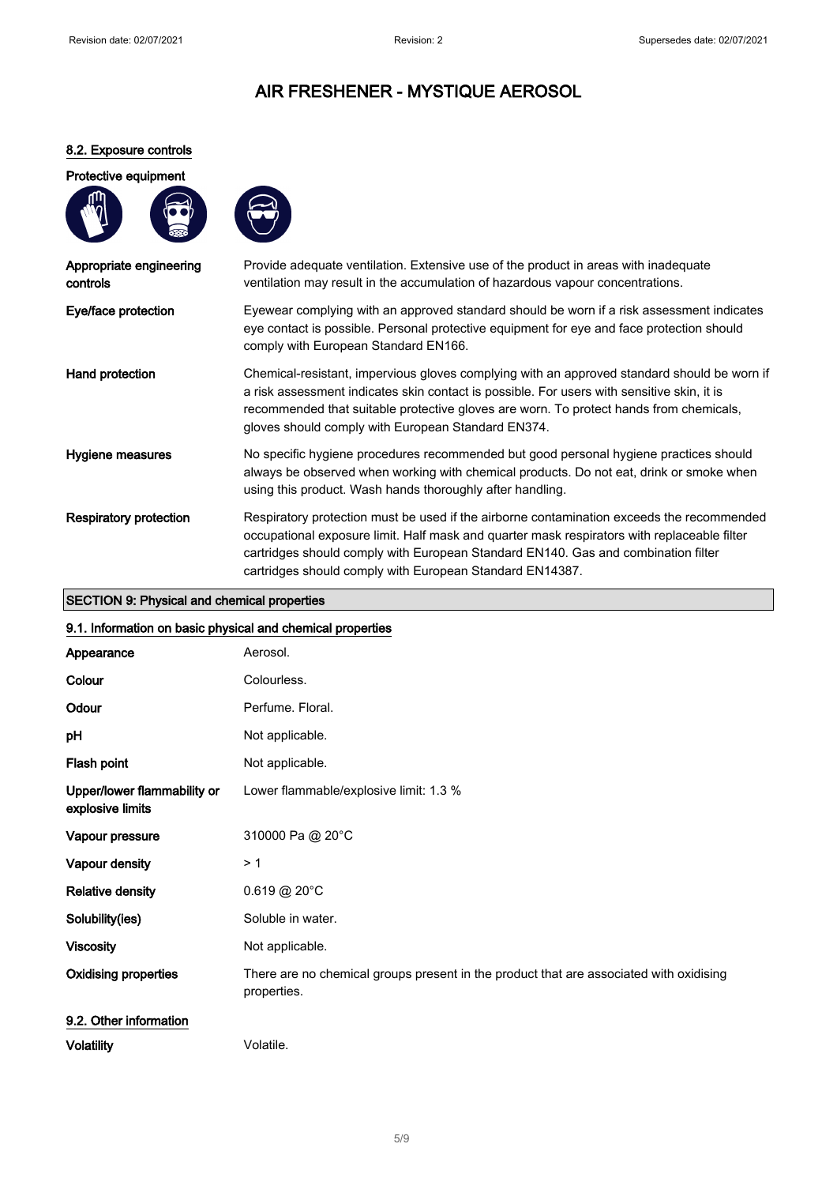# AIR FRESHENER - MYSTIQUE AEROSOL

### 8.2. Exposure controls

**Protective equipment**

| | |
|---|---|
| **Appropriate engineering controls** | Provide adequate ventilation. Extensive use of the product in areas with inadequate ventilation may result in the accumulation of hazardous vapour concentrations. |
| **Eye/face protection** | Eyewear complying with an approved standard should be worn if a risk assessment indicates eye contact is possible. Personal protective equipment for eye and face protection should comply with European Standard EN166. |
| **Hand protection** | Chemical-resistant, impervious gloves complying with an approved standard should be worn if a risk assessment indicates skin contact is possible. For users with sensitive skin, it is recommended that suitable protective gloves are worn. To protect hands from chemicals, gloves should comply with European Standard EN374. |
| **Hygiene measures** | No specific hygiene procedures recommended but good personal hygiene practices should always be observed when working with chemical products. Do not eat, drink or smoke when using this product. Wash hands thoroughly after handling. |
| **Respiratory protection** | Respiratory protection must be used if the airborne contamination exceeds the recommended occupational exposure limit. Half mask and quarter mask respirators with replaceable filter cartridges should comply with European Standard EN140. Gas and combination filter cartridges should comply with European Standard EN14387. |

## SECTION 9: Physical and chemical properties

### 9.1. Information on basic physical and chemical properties

| | |
|---|---|
| **Appearance** | Aerosol. |
| **Colour** | Colourless. |
| **Odour** | Perfume. Floral. |
| **pH** | Not applicable. |
| **Flash point** | Not applicable. |
| **Upper/lower flammability or explosive limits** | Lower flammable/explosive limit: 1.3 % |
| **Vapour pressure** | 310000 Pa @ 20°C |
| **Vapour density** | > 1 |
| **Relative density** | 0.619 @ 20°C |
| **Solubility(ies)** | Soluble in water. |
| **Viscosity** | Not applicable. |
| **Oxidising properties** | There are no chemical groups present in the product that are associated with oxidising properties. |

### 9.2. Other information

| | |
|---|---|
| **Volatility** | Volatile. |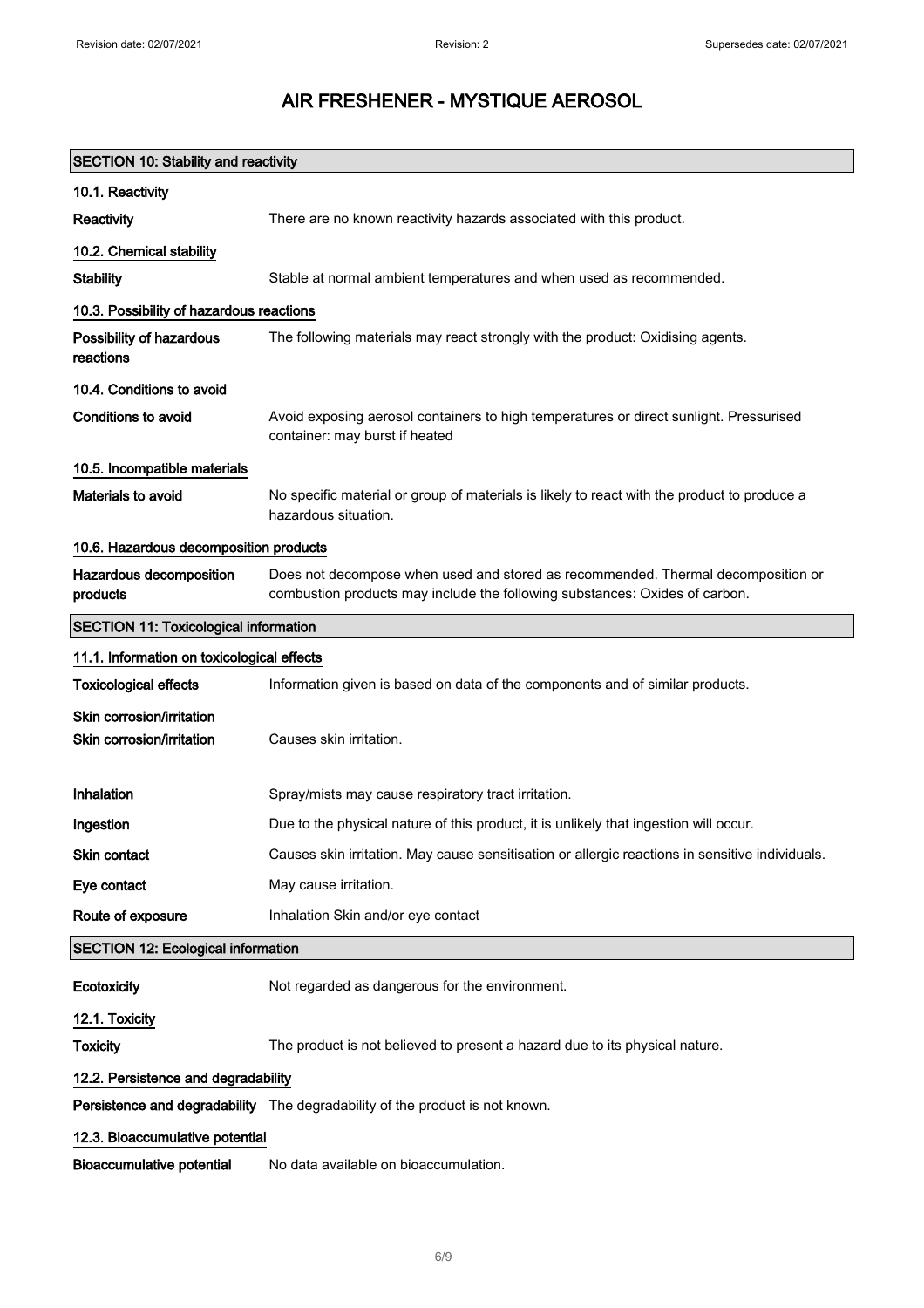# AIR FRESHENER - MYSTIQUE AEROSOL

## SECTION 10: Stability and reactivity

### 10.1. Reactivity

**Reactivity** There are no known reactivity hazards associated with this product.

### 10.2. Chemical stability

**Stability** Stable at normal ambient temperatures and when used as recommended.

### 10.3. Possibility of hazardous reactions

**Possibility of hazardous reactions** The following materials may react strongly with the product: Oxidising agents.

### 10.4. Conditions to avoid

**Conditions to avoid** Avoid exposing aerosol containers to high temperatures or direct sunlight. Pressurised container: may burst if heated

### 10.5. Incompatible materials

**Materials to avoid** No specific material or group of materials is likely to react with the product to produce a hazardous situation.

### 10.6. Hazardous decomposition products

**Hazardous decomposition products** Does not decompose when used and stored as recommended. Thermal decomposition or combustion products may include the following substances: Oxides of carbon.

## SECTION 11: Toxicological information

### 11.1. Information on toxicological effects

**Toxicological effects** Information given is based on data of the components and of similar products.

**Skin corrosion/irritation**

**Skin corrosion/irritation** Causes skin irritation.

**Inhalation** Spray/mists may cause respiratory tract irritation.

**Ingestion** Due to the physical nature of this product, it is unlikely that ingestion will occur.

**Skin contact** Causes skin irritation. May cause sensitisation or allergic reactions in sensitive individuals.

**Eye contact** May cause irritation.

**Route of exposure** Inhalation Skin and/or eye contact

## SECTION 12: Ecological information

**Ecotoxicity** Not regarded as dangerous for the environment.

### 12.1. Toxicity

**Toxicity** The product is not believed to present a hazard due to its physical nature.

### 12.2. Persistence and degradability

**Persistence and degradability** The degradability of the product is not known.

### 12.3. Bioaccumulative potential

**Bioaccumulative potential** No data available on bioaccumulation.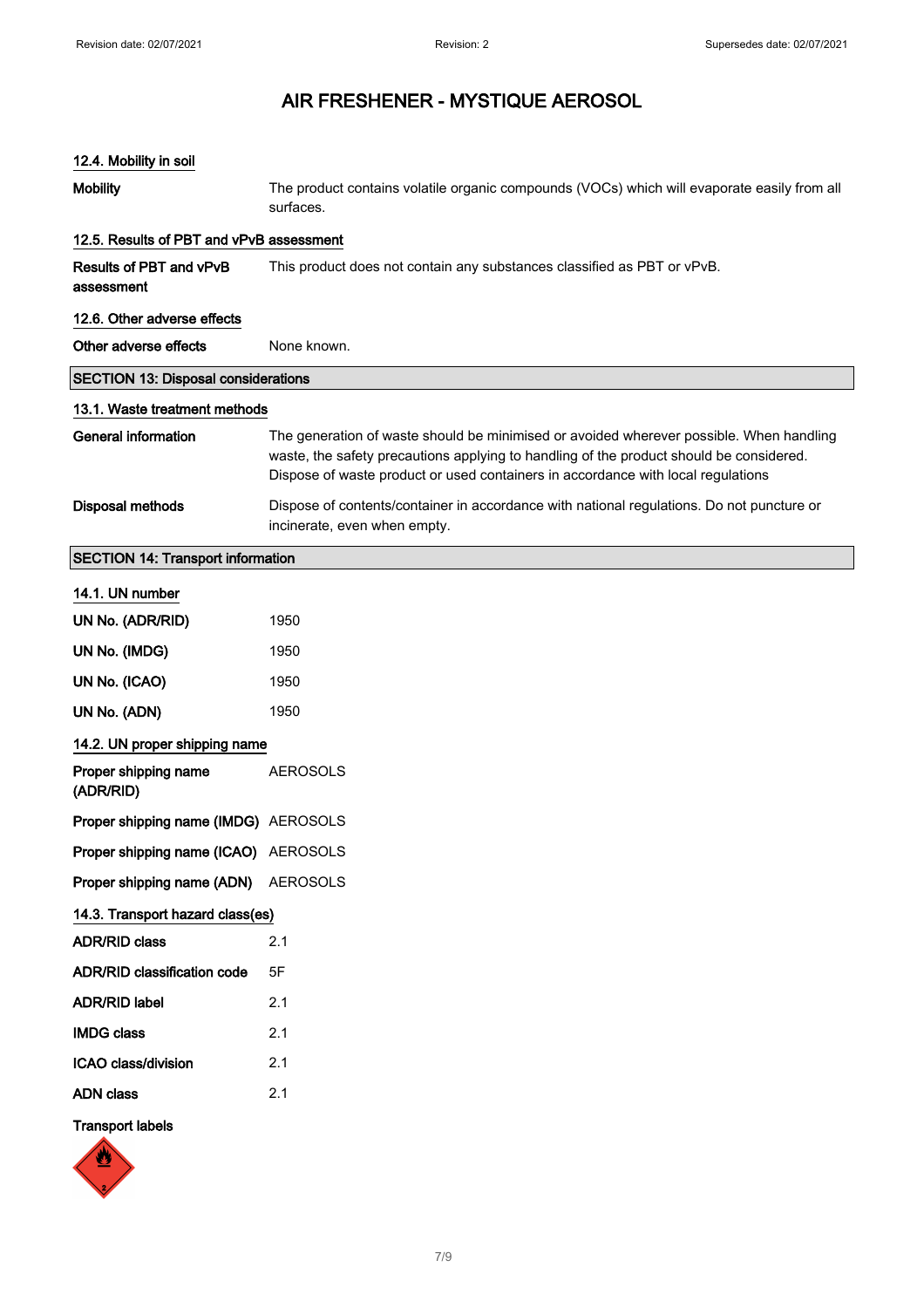# AIR FRESHENER - MYSTIQUE AEROSOL

### 12.4. Mobility in soil

**Mobility** The product contains volatile organic compounds (VOCs) which will evaporate easily from all surfaces.

### 12.5. Results of PBT and vPvB assessment

**Results of PBT and vPvB assessment** This product does not contain any substances classified as PBT or vPvB.

### 12.6. Other adverse effects

**Other adverse effects** None known.

## SECTION 13: Disposal considerations

### 13.1. Waste treatment methods

**General information** The generation of waste should be minimised or avoided wherever possible. When handling waste, the safety precautions applying to handling of the product should be considered. Dispose of waste product or used containers in accordance with local regulations

**Disposal methods** Dispose of contents/container in accordance with national regulations. Do not puncture or incinerate, even when empty.

## SECTION 14: Transport information

### 14.1. UN number

| | |
|---|---|
| **UN No. (ADR/RID)** | 1950 |
| **UN No. (IMDG)** | 1950 |
| **UN No. (ICAO)** | 1950 |
| **UN No. (ADN)** | 1950 |

### 14.2. UN proper shipping name

| | |
|---|---|
| **Proper shipping name (ADR/RID)** | AEROSOLS |
| **Proper shipping name (IMDG)** | AEROSOLS |
| **Proper shipping name (ICAO)** | AEROSOLS |
| **Proper shipping name (ADN)** | AEROSOLS |

### 14.3. Transport hazard class(es)

| | |
|---|---|
| **ADR/RID class** | 2.1 |
| **ADR/RID classification code** | 5F |
| **ADR/RID label** | 2.1 |
| **IMDG class** | 2.1 |
| **ICAO class/division** | 2.1 |
| **ADN class** | 2.1 |

**Transport labels**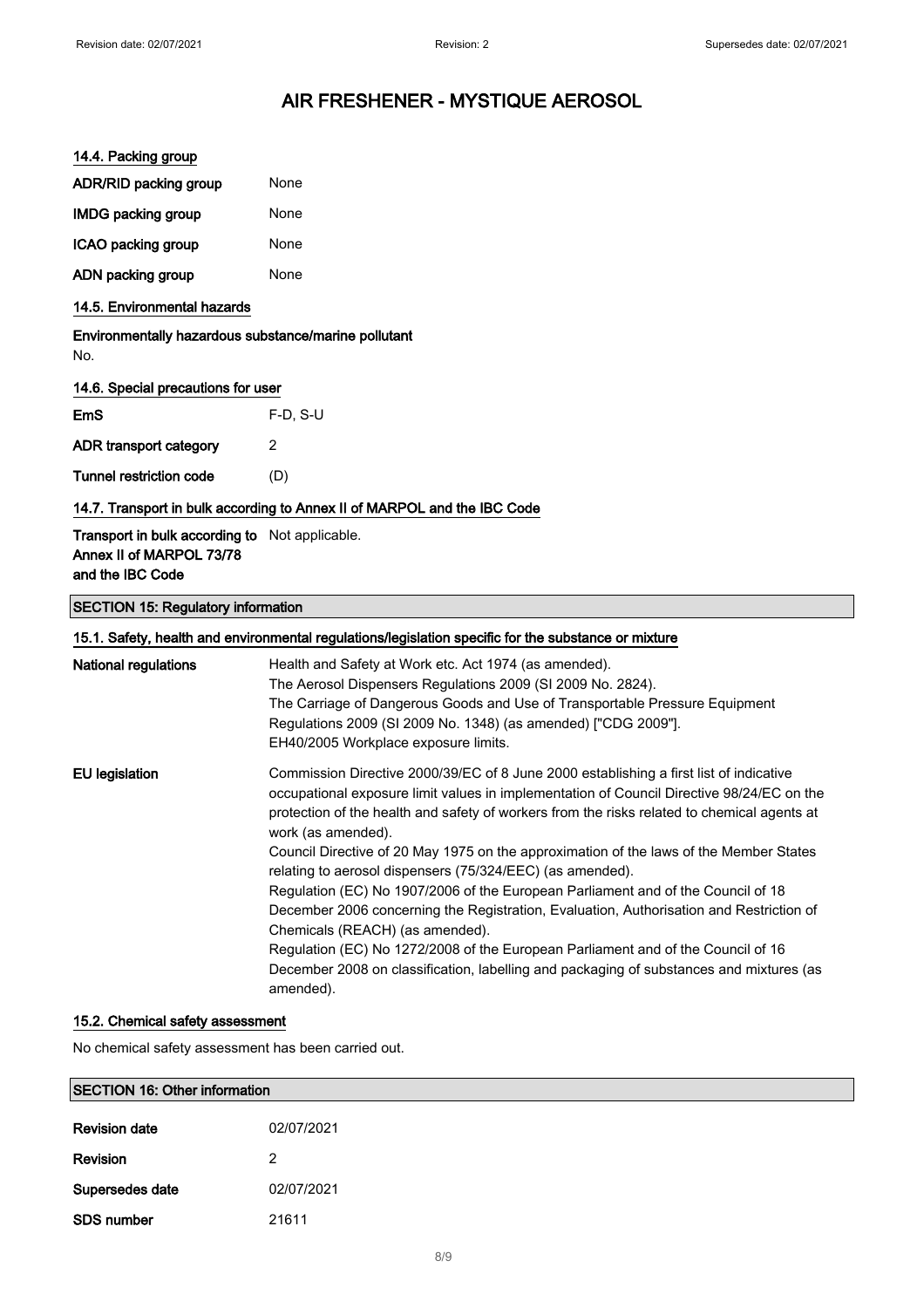### 14.4. Packing group

| | |
|---|---|
| **ADR/RID packing group** | None |
| **IMDG packing group** | None |
| **ICAO packing group** | None |
| **ADN packing group** | None |

### 14.5. Environmental hazards

**Environmentally hazardous substance/marine pollutant**

No.

### 14.6. Special precautions for user

| | |
|---|---|
| **EmS** | F-D, S-U |
| **ADR transport category** | 2 |
| **Tunnel restriction code** | (D) |

### 14.7. Transport in bulk according to Annex II of MARPOL and the IBC Code

| | |
|---|---|
| **Transport in bulk according to Annex II of MARPOL 73/78 and the IBC Code** | Not applicable. |

## SECTION 15: Regulatory information

### 15.1. Safety, health and environmental regulations/legislation specific for the substance or mixture

**National regulations**

Health and Safety at Work etc. Act 1974 (as amended).
The Aerosol Dispensers Regulations 2009 (SI 2009 No. 2824).
The Carriage of Dangerous Goods and Use of Transportable Pressure Equipment Regulations 2009 (SI 2009 No. 1348) (as amended) ["CDG 2009"].
EH40/2005 Workplace exposure limits.

**EU legislation**

Commission Directive 2000/39/EC of 8 June 2000 establishing a first list of indicative occupational exposure limit values in implementation of Council Directive 98/24/EC on the protection of the health and safety of workers from the risks related to chemical agents at work (as amended).
Council Directive of 20 May 1975 on the approximation of the laws of the Member States relating to aerosol dispensers (75/324/EEC) (as amended).
Regulation (EC) No 1907/2006 of the European Parliament and of the Council of 18 December 2006 concerning the Registration, Evaluation, Authorisation and Restriction of Chemicals (REACH) (as amended).
Regulation (EC) No 1272/2008 of the European Parliament and of the Council of 16 December 2008 on classification, labelling and packaging of substances and mixtures (as amended).

### 15.2. Chemical safety assessment

No chemical safety assessment has been carried out.

## SECTION 16: Other information

| | |
|---|---|
| **Revision date** | 02/07/2021 |
| **Revision** | 2 |
| **Supersedes date** | 02/07/2021 |
| **SDS number** | 21611 |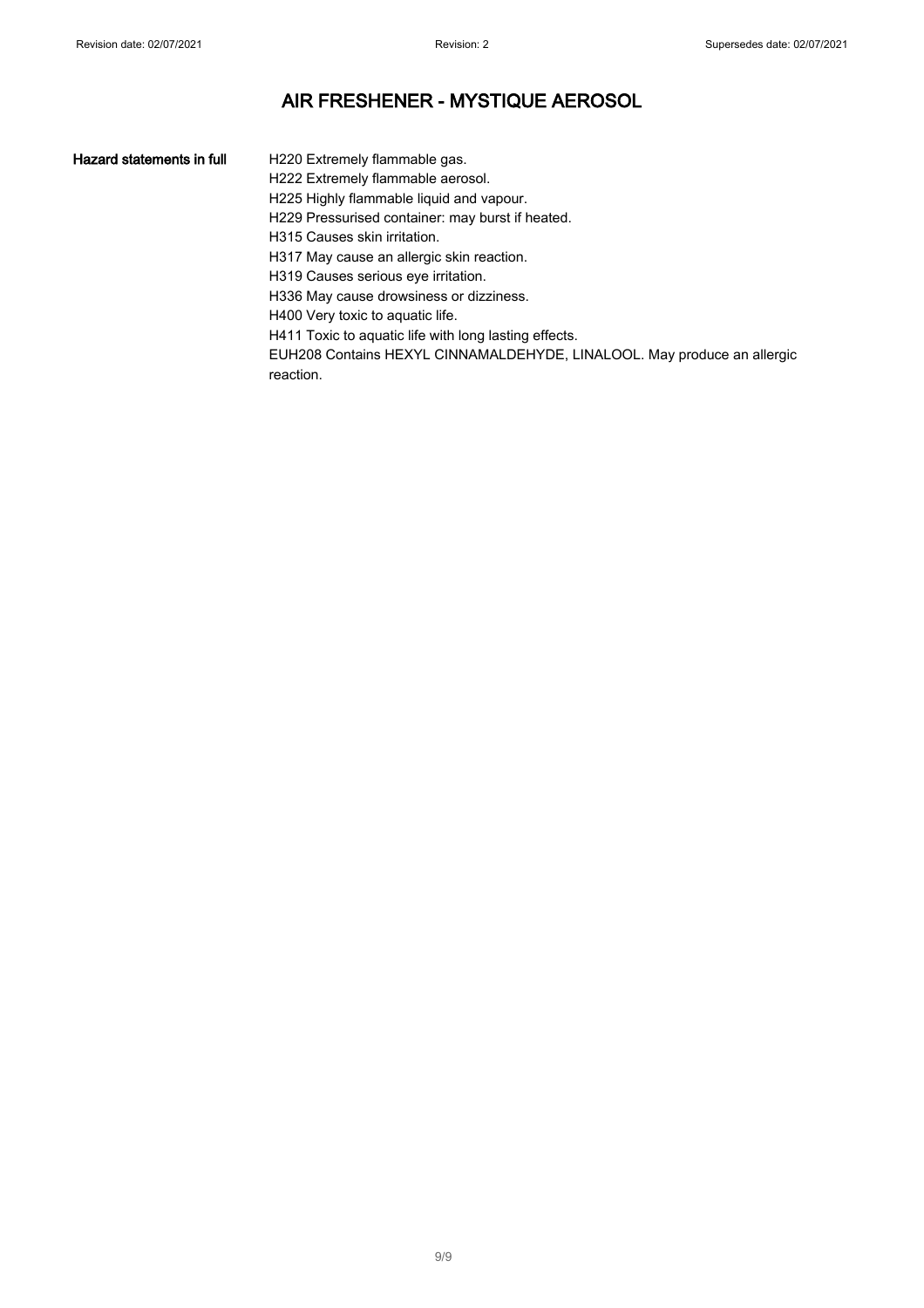**Hazard statements in full**

H220 Extremely flammable gas.
H222 Extremely flammable aerosol.
H225 Highly flammable liquid and vapour.
H229 Pressurised container: may burst if heated.
H315 Causes skin irritation.
H317 May cause an allergic skin reaction.
H319 Causes serious eye irritation.
H336 May cause drowsiness or dizziness.
H400 Very toxic to aquatic life.
H411 Toxic to aquatic life with long lasting effects.
EUH208 Contains HEXYL CINNAMALDEHYDE, LINALOOL. May produce an allergic reaction.